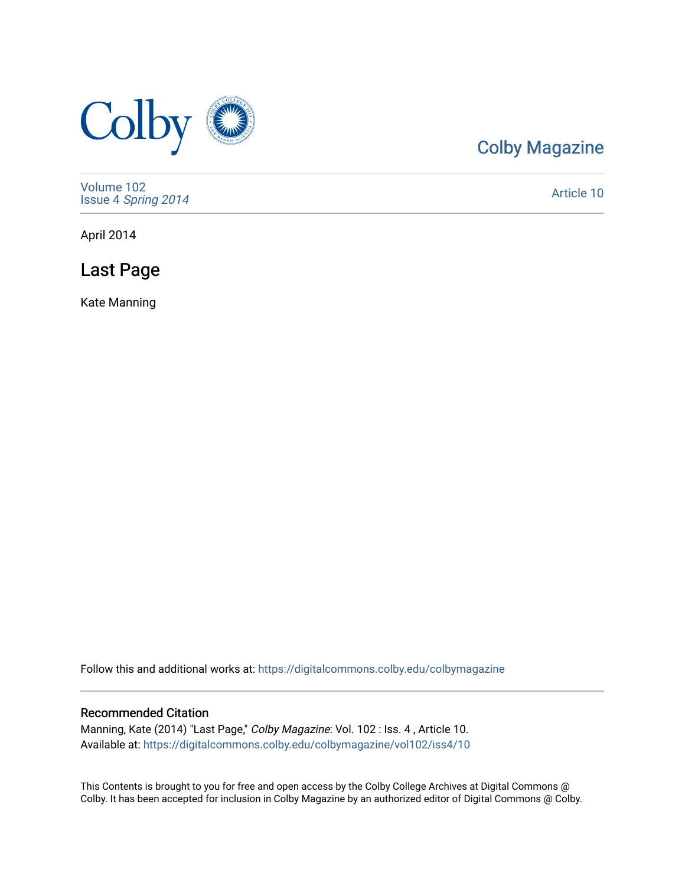Colby Magazine

Volume 102
Issue 4 *Spring 2014*

Article 10

April 2014

# Last Page

Kate Manning

Follow this and additional works at: https://digitalcommons.colby.edu/colbymagazine

## Recommended Citation

Manning, Kate (2014) "Last Page," *Colby Magazine*: Vol. 102 : Iss. 4 , Article 10.
Available at: https://digitalcommons.colby.edu/colbymagazine/vol102/iss4/10

This Contents is brought to you for free and open access by the Colby College Archives at Digital Commons @ Colby. It has been accepted for inclusion in Colby Magazine by an authorized editor of Digital Commons @ Colby.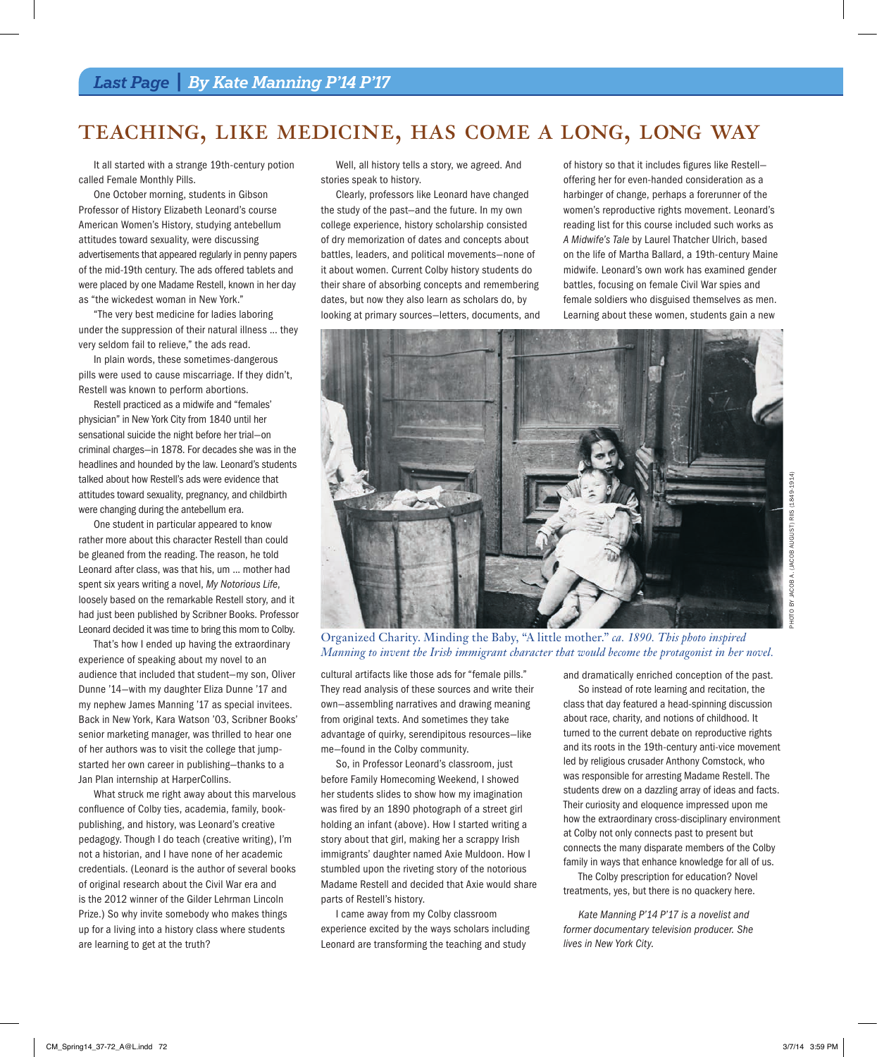*Last Page* | *By Kate Manning P'14 P'17*

# TEACHING, LIKE MEDICINE, HAS COME A LONG, LONG WAY

It all started with a strange 19th-century potion called Female Monthly Pills.

One October morning, students in Gibson Professor of History Elizabeth Leonard's course American Women's History, studying antebellum attitudes toward sexuality, were discussing advertisements that appeared regularly in penny papers of the mid-19th century. The ads offered tablets and were placed by one Madame Restell, known in her day as "the wickedest woman in New York."

"The very best medicine for ladies laboring under the suppression of their natural illness … they very seldom fail to relieve," the ads read.

In plain words, these sometimes-dangerous pills were used to cause miscarriage. If they didn't, Restell was known to perform abortions.

Restell practiced as a midwife and "females' physician" in New York City from 1840 until her sensational suicide the night before her trial—on criminal charges—in 1878. For decades she was in the headlines and hounded by the law. Leonard's students talked about how Restell's ads were evidence that attitudes toward sexuality, pregnancy, and childbirth were changing during the antebellum era.

One student in particular appeared to know rather more about this character Restell than could be gleaned from the reading. The reason, he told Leonard after class, was that his, um … mother had spent six years writing a novel, *My Notorious Life*, loosely based on the remarkable Restell story, and it had just been published by Scribner Books. Professor Leonard decided it was time to bring this mom to Colby.

That's how I ended up having the extraordinary experience of speaking about my novel to an audience that included that student—my son, Oliver Dunne '14—with my daughter Eliza Dunne '17 and my nephew James Manning '17 as special invitees. Back in New York, Kara Watson '03, Scribner Books' senior marketing manager, was thrilled to hear one of her authors was to visit the college that jump-started her own career in publishing—thanks to a Jan Plan internship at HarperCollins.

What struck me right away about this marvelous confluence of Colby ties, academia, family, book-publishing, and history, was Leonard's creative pedagogy. Though I do teach (creative writing), I'm not a historian, and I have none of her academic credentials. (Leonard is the author of several books of original research about the Civil War era and is the 2012 winner of the Gilder Lehrman Lincoln Prize.) So why invite somebody who makes things up for a living into a history class where students are learning to get at the truth?

Well, all history tells a story, we agreed. And stories speak to history.

Clearly, professors like Leonard have changed the study of the past—and the future. In my own college experience, history scholarship consisted of dry memorization of dates and concepts about battles, leaders, and political movements—none of it about women. Current Colby history students do their share of absorbing concepts and remembering dates, but now they also learn as scholars do, by looking at primary sources—letters, documents, and cultural artifacts like those ads for "female pills." They read analysis of these sources and write their own—assembling narratives and drawing meaning from original texts. And sometimes they take advantage of quirky, serendipitous resources—like me—found in the Colby community.

So, in Professor Leonard's classroom, just before Family Homecoming Weekend, I showed her students slides to show how my imagination was fired by an 1890 photograph of a street girl holding an infant (above). How I started writing a story about that girl, making her a scrappy Irish immigrants' daughter named Axie Muldoon. How I stumbled upon the riveting story of the notorious Madame Restell and decided that Axie would share parts of Restell's history.

I came away from my Colby classroom experience excited by the ways scholars including Leonard are transforming the teaching and study of history so that it includes figures like Restell—offering her for even-handed consideration as a harbinger of change, perhaps a forerunner of the women's reproductive rights movement. Leonard's reading list for this course included such works as *A Midwife's Tale* by Laurel Thatcher Ulrich, based on the life of Martha Ballard, a 19th-century Maine midwife. Leonard's own work has examined gender battles, focusing on female Civil War spies and female soldiers who disguised themselves as men. Learning about these women, students gain a new and dramatically enriched conception of the past.

PHOTO BY JACOB A. (JACOB AUGUST) RIIS (1849-1914)

Organized Charity. Minding the Baby, "A little mother." *ca. 1890. This photo inspired Manning to invent the Irish immigrant character that would become the protagonist in her novel.*

So instead of rote learning and recitation, the class that day featured a head-spinning discussion about race, charity, and notions of childhood. It turned to the current debate on reproductive rights and its roots in the 19th-century anti-vice movement led by religious crusader Anthony Comstock, who was responsible for arresting Madame Restell. The students drew on a dazzling array of ideas and facts. Their curiosity and eloquence impressed upon me how the extraordinary cross-disciplinary environment at Colby not only connects past to present but connects the many disparate members of the Colby family in ways that enhance knowledge for all of us.

The Colby prescription for education? Novel treatments, yes, but there is no quackery here.

*Kate Manning P'14 P'17 is a novelist and former documentary television producer. She lives in New York City.*